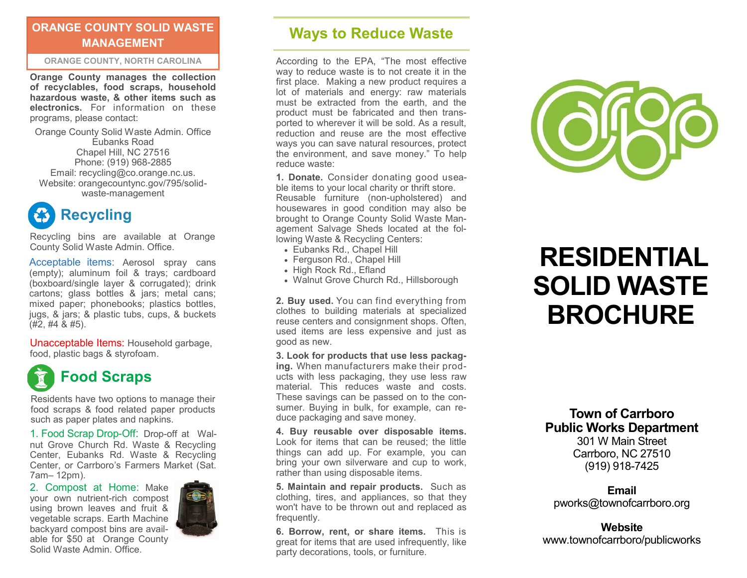## ORANGE COUNTY SOLID WASTE MANAGEMENT

ORANGE COUNTY, NORTH CAROLINA

**Orange County manages the collection of recyclables, food scraps, household hazardous waste, & other items such as electronics.** For information on these programs, please contact:

Orange County Solid Waste Admin. Office
Eubanks Road
Chapel Hill, NC 27516
Phone: (919) 968-2885
Email: recycling@co.orange.nc.us.
Website: orangecountync.gov/795/solid-waste-management

## Recycling

Recycling bins are available at Orange County Solid Waste Admin. Office.

Acceptable items: Aerosol spray cans (empty); aluminum foil & trays; cardboard (boxboard/single layer & corrugated); drink cartons; glass bottles & jars; metal cans; mixed paper; phonebooks; plastics bottles, jugs, & jars; & plastic tubs, cups, & buckets (#2, #4 & #5).

Unacceptable Items: Household garbage, food, plastic bags & styrofoam.

## Food Scraps

Residents have two options to manage their food scraps & food related paper products such as paper plates and napkins.

1. Food Scrap Drop-Off: Drop-off at Walnut Grove Church Rd. Waste & Recycling Center, Eubanks Rd. Waste & Recycling Center, or Carrboro's Farmers Market (Sat. 7am– 12pm).

2. Compost at Home: Make your own nutrient-rich compost using brown leaves and fruit & vegetable scraps. Earth Machine backyard compost bins are available for $50 at Orange County Solid Waste Admin. Office.

## Ways to Reduce Waste

According to the EPA, "The most effective way to reduce waste is to not create it in the first place. Making a new product requires a lot of materials and energy: raw materials must be extracted from the earth, and the product must be fabricated and then transported to wherever it will be sold. As a result, reduction and reuse are the most effective ways you can save natural resources, protect the environment, and save money." To help reduce waste:

**1. Donate.** Consider donating good useable items to your local charity or thrift store. Reusable furniture (non-upholstered) and housewares in good condition may also be brought to Orange County Solid Waste Management Salvage Sheds located at the following Waste & Recycling Centers:

- Eubanks Rd., Chapel Hill
- Ferguson Rd., Chapel Hill
- High Rock Rd., Efland
- Walnut Grove Church Rd., Hillsborough

**2. Buy used.** You can find everything from clothes to building materials at specialized reuse centers and consignment shops. Often, used items are less expensive and just as good as new.

**3. Look for products that use less packaging.** When manufacturers make their products with less packaging, they use less raw material. This reduces waste and costs. These savings can be passed on to the consumer. Buying in bulk, for example, can reduce packaging and save money.

**4. Buy reusable over disposable items.** Look for items that can be reused; the little things can add up. For example, you can bring your own silverware and cup to work, rather than using disposable items.

**5. Maintain and repair products.** Such as clothing, tires, and appliances, so that they won't have to be thrown out and replaced as frequently.

**6. Borrow, rent, or share items.** This is great for items that are used infrequently, like party decorations, tools, or furniture.

# RESIDENTIAL SOLID WASTE BROCHURE

**Town of Carrboro**
**Public Works Department**
301 W Main Street
Carrboro, NC 27510
(919) 918-7425

**Email**
pworks@townofcarrboro.org

**Website**
www.townofcarrboro/publicworks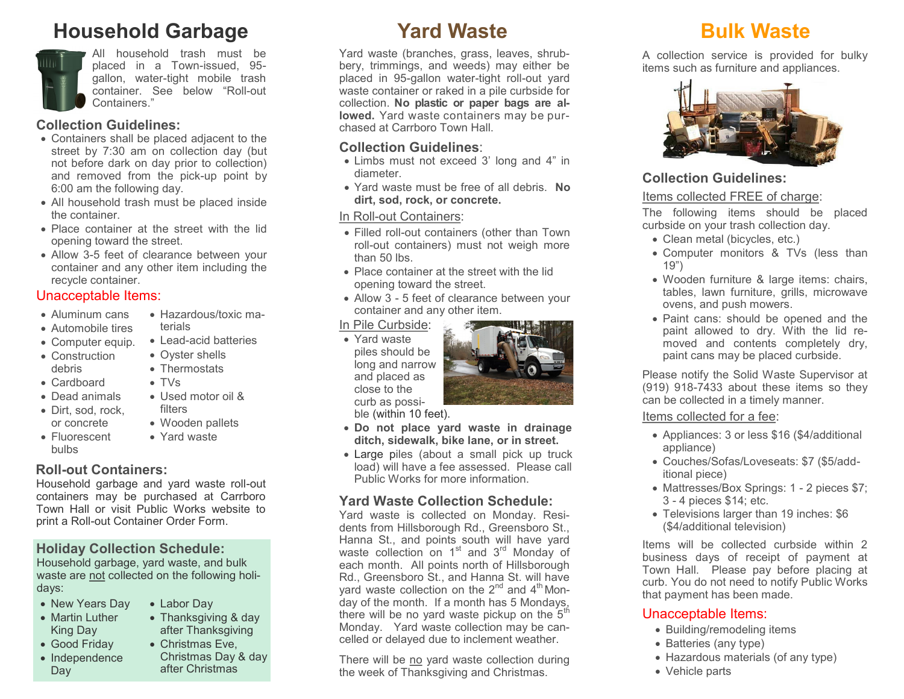# Household Garbage

All household trash must be placed in a Town-issued, 95-gallon, water-tight mobile trash container. See below "Roll-out Containers."

### Collection Guidelines:

- Containers shall be placed adjacent to the street by 7:30 am on collection day (but not before dark on day prior to collection) and removed from the pick-up point by 6:00 am the following day.
- All household trash must be placed inside the container.
- Place container at the street with the lid opening toward the street.
- Allow 3-5 feet of clearance between your container and any other item including the recycle container.

### Unacceptable Items:

- Aluminum cans
- Automobile tires
- Computer equip.
- Construction debris
- Cardboard
- Dead animals
- Dirt, sod, rock, or concrete
- Fluorescent bulbs
- Hazardous/toxic materials
- Lead-acid batteries
- Oyster shells
- Thermostats
- TVs
- Used motor oil & filters
- Wooden pallets
- Yard waste

### Roll-out Containers:

Household garbage and yard waste roll-out containers may be purchased at Carrboro Town Hall or visit Public Works website to print a Roll-out Container Order Form.

### Holiday Collection Schedule:

Household garbage, yard waste, and bulk waste are not collected on the following holidays:

- New Years Day
- Martin Luther King Day
- Good Friday
- Independence Day
- Labor Day
- Thanksgiving & day after Thanksgiving
- Christmas Eve, Christmas Day & day after Christmas

# Yard Waste

Yard waste (branches, grass, leaves, shrubbery, trimmings, and weeds) may either be placed in 95-gallon water-tight roll-out yard waste container or raked in a pile curbside for collection. **No plastic or paper bags are allowed.** Yard waste containers may be purchased at Carrboro Town Hall.

### Collection Guidelines:

- Limbs must not exceed 3' long and 4" in diameter.
- Yard waste must be free of all debris. **No dirt, sod, rock, or concrete.**

In Roll-out Containers:

- Filled roll-out containers (other than Town roll-out containers) must not weigh more than 50 lbs.
- Place container at the street with the lid opening toward the street.
- Allow 3 - 5 feet of clearance between your container and any other item.

In Pile Curbside:

- Yard waste piles should be long and narrow and placed as close to the curb as possible (within 10 feet).
- **Do not place yard waste in drainage ditch, sidewalk, bike lane, or in street.**
- Large piles (about a small pick up truck load) will have a fee assessed. Please call Public Works for more information.

### Yard Waste Collection Schedule:

Yard waste is collected on Monday. Residents from Hillsborough Rd., Greensboro St., Hanna St., and points south will have yard waste collection on 1st and 3rd Monday of each month. All points north of Hillsborough Rd., Greensboro St., and Hanna St. will have yard waste collection on the 2nd and 4th Monday of the month. If a month has 5 Mondays, there will be no yard waste pickup on the 5th Monday. Yard waste collection may be cancelled or delayed due to inclement weather.

There will be no yard waste collection during the week of Thanksgiving and Christmas.

# Bulk Waste

A collection service is provided for bulky items such as furniture and appliances.

### Collection Guidelines:

Items collected FREE of charge:

The following items should be placed curbside on your trash collection day.

- Clean metal (bicycles, etc.)
- Computer monitors & TVs (less than 19")
- Wooden furniture & large items: chairs, tables, lawn furniture, grills, microwave ovens, and push mowers.
- Paint cans: should be opened and the paint allowed to dry. With the lid removed and contents completely dry, paint cans may be placed curbside.

Please notify the Solid Waste Supervisor at (919) 918-7433 about these items so they can be collected in a timely manner.

Items collected for a fee:

- Appliances: 3 or less $16 ($4/additional appliance)
- Couches/Sofas/Loveseats: $7 ($5/additional piece)
- Mattresses/Box Springs: 1 - 2 pieces $7; 3 - 4 pieces $14; etc.
- Televisions larger than 19 inches: $6 ($4/additional television)

Items will be collected curbside within 2 business days of receipt of payment at Town Hall. Please pay before placing at curb. You do not need to notify Public Works that payment has been made.

### Unacceptable Items:

- Building/remodeling items
- Batteries (any type)
- Hazardous materials (of any type)
- Vehicle parts